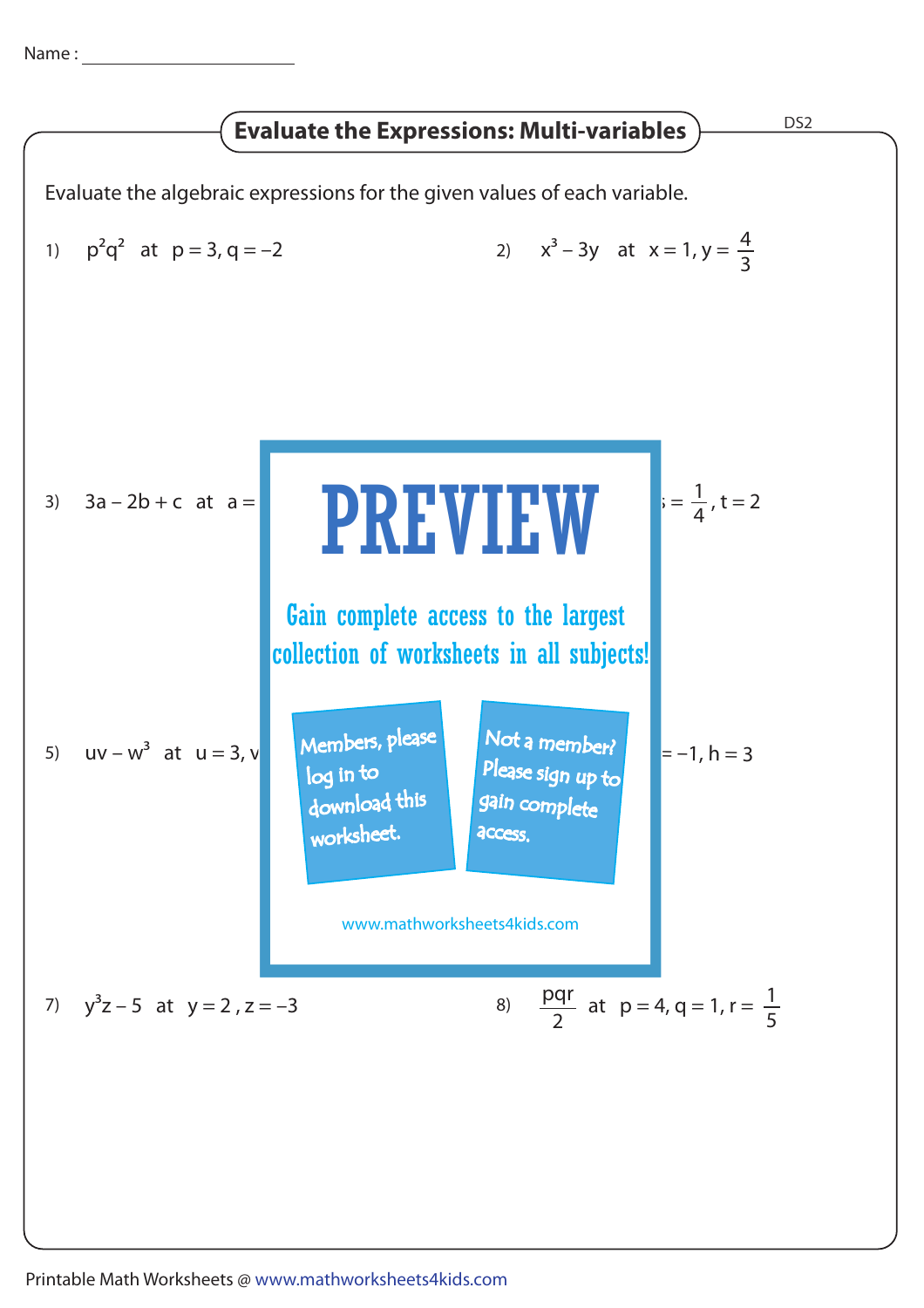Name : ______________________

## Evaluate the Expressions: Multi-variables

DS2

Evaluate the algebraic expressions for the given values of each variable.

1) $p^2q^2$ at $p = 3, q = -2$

2) $x^3 - 3y$ at $x = 1, y = \frac{4}{3}$

3) $3a - 2b + c$ at $a =$ 

$= \frac{1}{4}, t = 2$

# PREVIEW

Gain complete access to the largest collection of worksheets in all subjects!

Members, please log in to download this worksheet.

Not a member? Please sign up to gain complete access.

www.mathworksheets4kids.com

5) $uv - w^3$ at $u = 3, v$

$= -1, h = 3$

7) $y^3z - 5$ at $y = 2, z = -3$

8) $\frac{pqr}{2}$ at $p = 4, q = 1, r = \frac{1}{5}$

Printable Math Worksheets @ www.mathworksheets4kids.com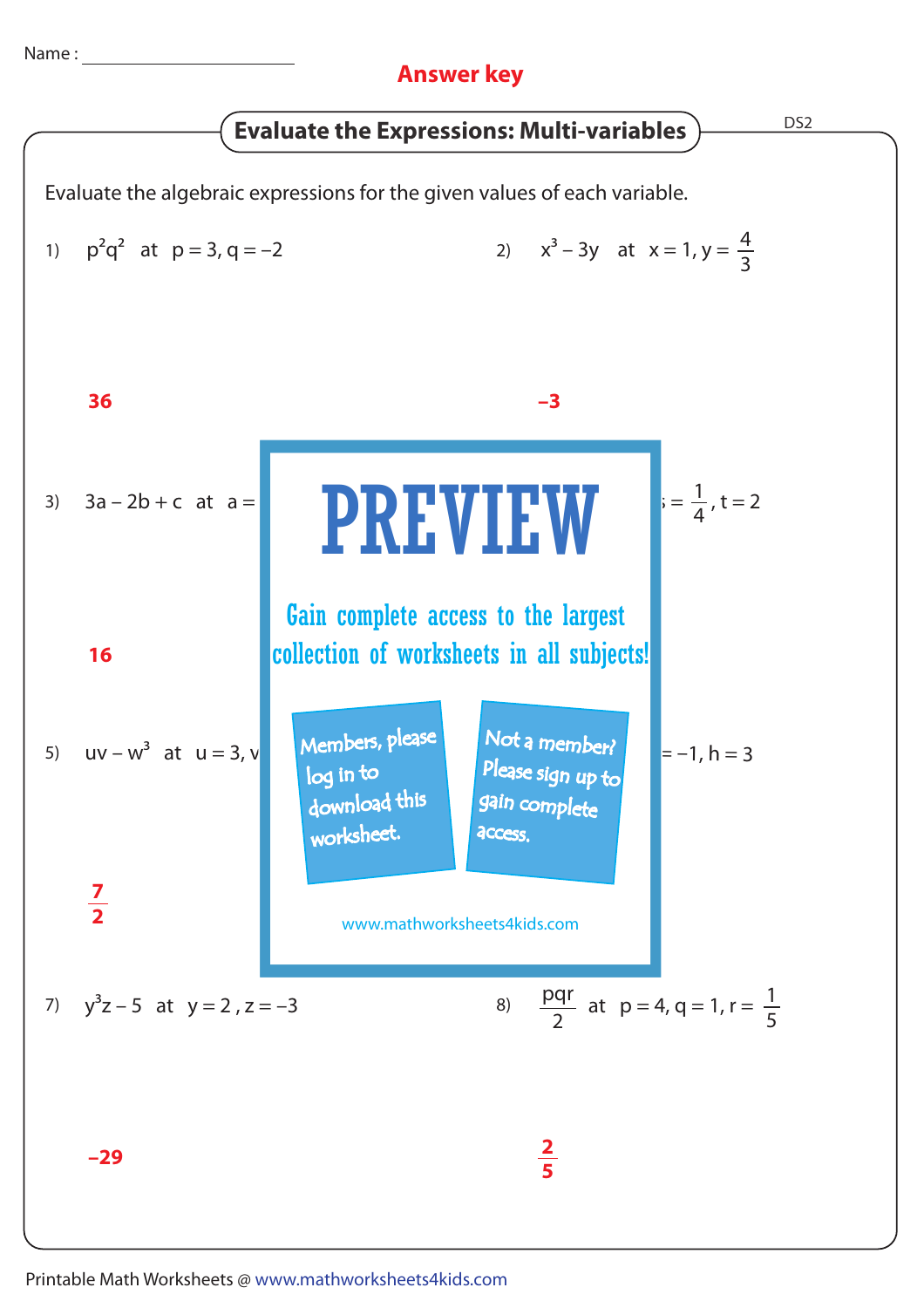Name : ____________________

**Answer key**

## Evaluate the Expressions: Multi-variables

DS2

Evaluate the algebraic expressions for the given values of each variable.

1) $p^2q^2$ at $p = 3, q = -2$

**36**

2) $x^3 - 3y$ at $x = 1, y = \frac{4}{3}$

**–3**

3) $3a - 2b + c$ at $a =$

**16**

4) $= \frac{1}{4}, t = 2$

5) $uv - w^3$ at $u = 3, v$

$\frac{7}{2}$

6) $= -1, h = 3$

# PREVIEW

Gain complete access to the largest collection of worksheets in all subjects!

Members, please log in to download this worksheet.

Not a member? Please sign up to gain complete access.

www.mathworksheets4kids.com

7) $y^3z - 5$ at $y = 2, z = -3$

**–29**

8) $\frac{pqr}{2}$ at $p = 4, q = 1, r = \frac{1}{5}$

$\frac{2}{5}$

Printable Math Worksheets @ www.mathworksheets4kids.com